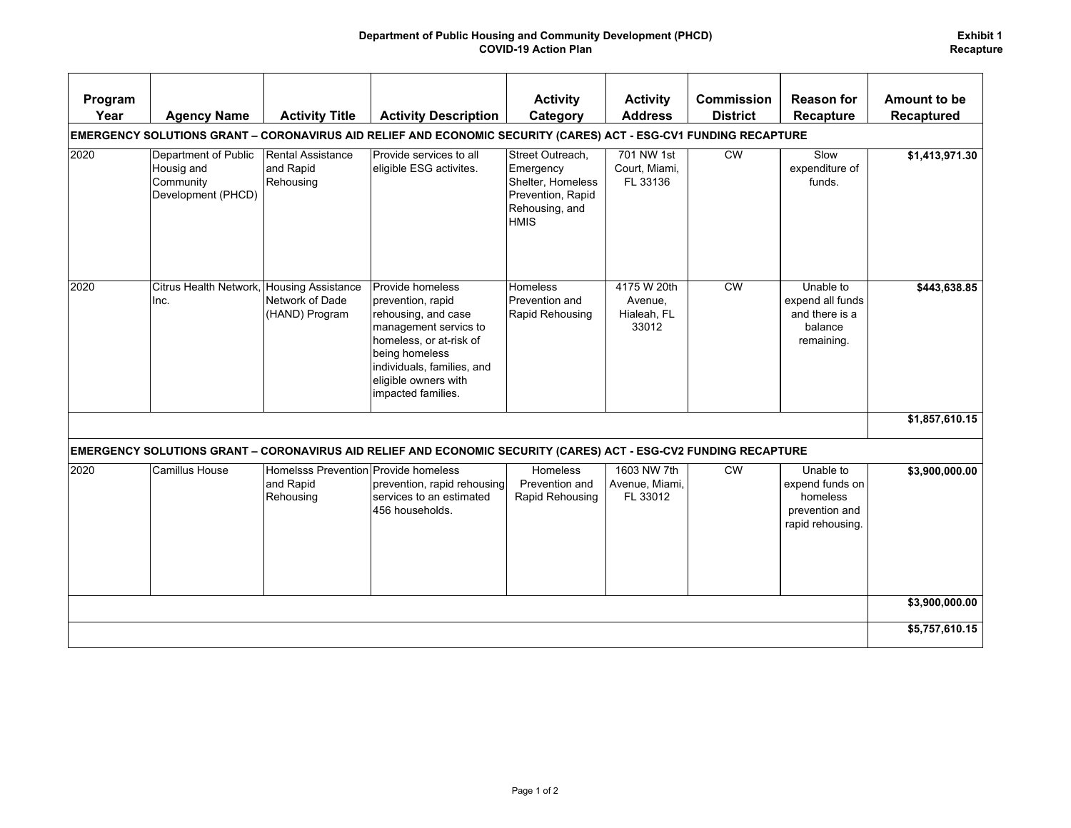**Department of Public Housing and Community Development (PHCD)**
**COVID-19 Action Plan**

**Exhibit 1**
**Recapture**

| Program Year | Agency Name | Activity Title | Activity Description | Activity Category | Activity Address | Commission District | Reason for Recapture | Amount to be Recaptured |
|---|---|---|---|---|---|---|---|---|
| **EMERGENCY SOLUTIONS GRANT – CORONAVIRUS AID RELIEF AND ECONOMIC SECURITY (CARES) ACT - ESG-CV1 FUNDING RECAPTURE** | | | | | | | | |
| 2020 | Department of Public Housig and Community Development (PHCD) | Rental Assistance and Rapid Rehousing | Provide services to all eligible ESG activites. | Street Outreach, Emergency Shelter, Homeless Prevention, Rapid Rehousing, and HMIS | 701 NW 1st Court, Miami, FL 33136 | CW | Slow expenditure of funds. | **$1,413,971.30** |
| 2020 | Citrus Health Network, Inc. | Housing Assistance Network of Dade (HAND) Program | Provide homeless prevention, rapid rehousing, and case management servics to homeless, or at-risk of being homeless individuals, families, and eligible owners with impacted families. | Homeless Prevention and Rapid Rehousing | 4175 W 20th Avenue, Hialeah, FL 33012 | CW | Unable to expend all funds and there is a balance remaining. | **$443,638.85** |
| | | | | | | | | **$1,857,610.15** |
| **EMERGENCY SOLUTIONS GRANT – CORONAVIRUS AID RELIEF AND ECONOMIC SECURITY (CARES) ACT - ESG-CV2 FUNDING RECAPTURE** | | | | | | | | |
| 2020 | Camillus House | Homelss Prevention and Rapid Rehousing | Provide homeless prevention, rapid rehousing services to an estimated 456 households. | Homeless Prevention and Rapid Rehousing | 1603 NW 7th Avenue, Miami, FL 33012 | CW | Unable to expend funds on homeless prevention and rapid rehousing. | **$3,900,000.00** |
| | | | | | | | | **$3,900,000.00** |
| | | | | | | | | **$5,757,610.15** |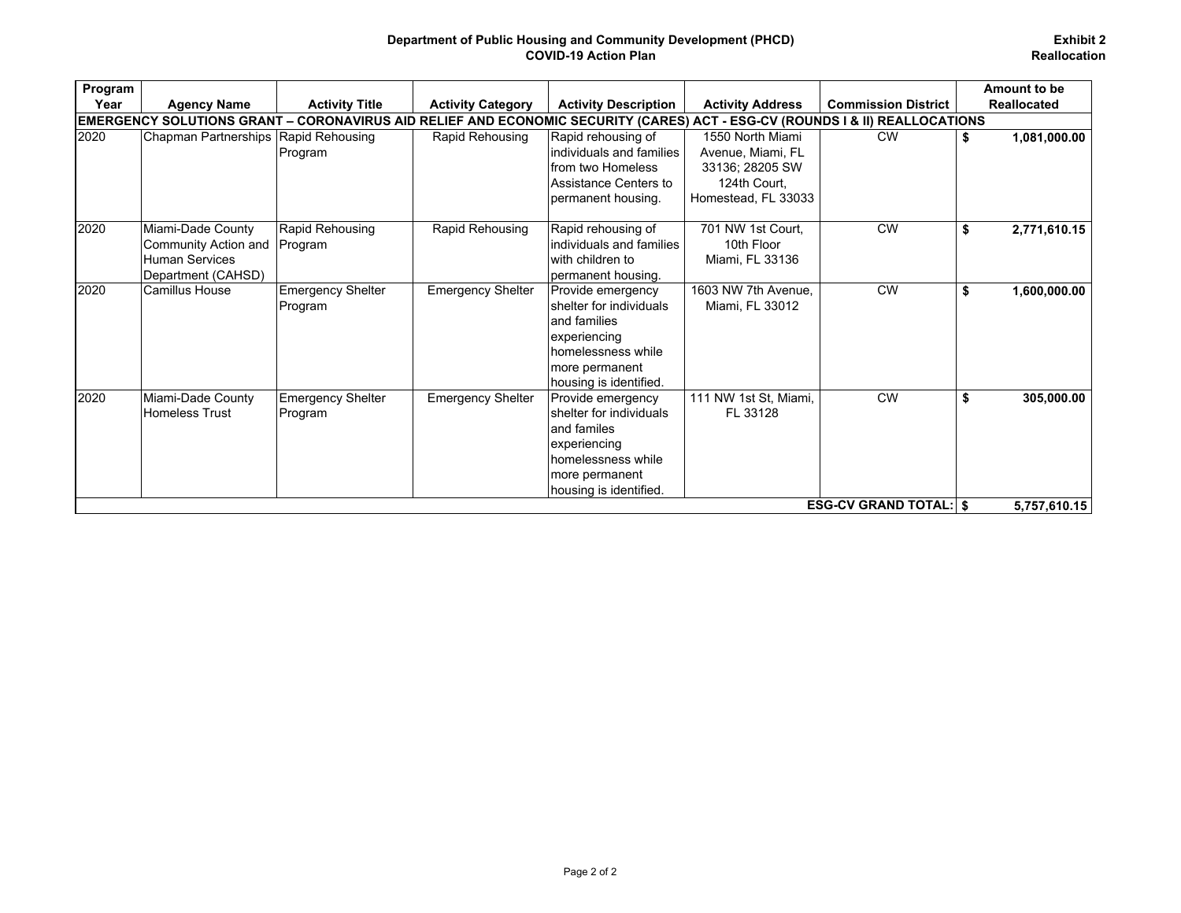**Department of Public Housing and Community Development (PHCD)**
**COVID-19 Action Plan**

**Exhibit 2**
**Reallocation**

| Program Year | Agency Name | Activity Title | Activity Category | Activity Description | Activity Address | Commission District | Amount to be Reallocated |
|---|---|---|---|---|---|---|---|
| **EMERGENCY SOLUTIONS GRANT – CORONAVIRUS AID RELIEF AND ECONOMIC SECURITY (CARES) ACT - ESG-CV (ROUNDS I & II) REALLOCATIONS** | | | | | | | |
| 2020 | Chapman Partnerships | Rapid Rehousing Program | Rapid Rehousing | Rapid rehousing of individuals and families from two Homeless Assistance Centers to permanent housing. | 1550 North Miami Avenue, Miami, FL 33136; 28205 SW 124th Court, Homestead, FL 33033 | CW | $ 1,081,000.00 |
| 2020 | Miami-Dade County Community Action and Human Services Department (CAHSD) | Rapid Rehousing Program | Rapid Rehousing | Rapid rehousing of individuals and families with children to permanent housing. | 701 NW 1st Court, 10th Floor Miami, FL 33136 | CW | $ 2,771,610.15 |
| 2020 | Camillus House | Emergency Shelter Program | Emergency Shelter | Provide emergency shelter for individuals and families experiencing homelessness while more permanent housing is identified. | 1603 NW 7th Avenue, Miami, FL 33012 | CW | $ 1,600,000.00 |
| 2020 | Miami-Dade County Homeless Trust | Emergency Shelter Program | Emergency Shelter | Provide emergency shelter for individuals and familes experiencing homelessness while more permanent housing is identified. | 111 NW 1st St, Miami, FL 33128 | CW | $ 305,000.00 |
| | | | | | | **ESG-CV GRAND TOTAL:** | **$ 5,757,610.15** |